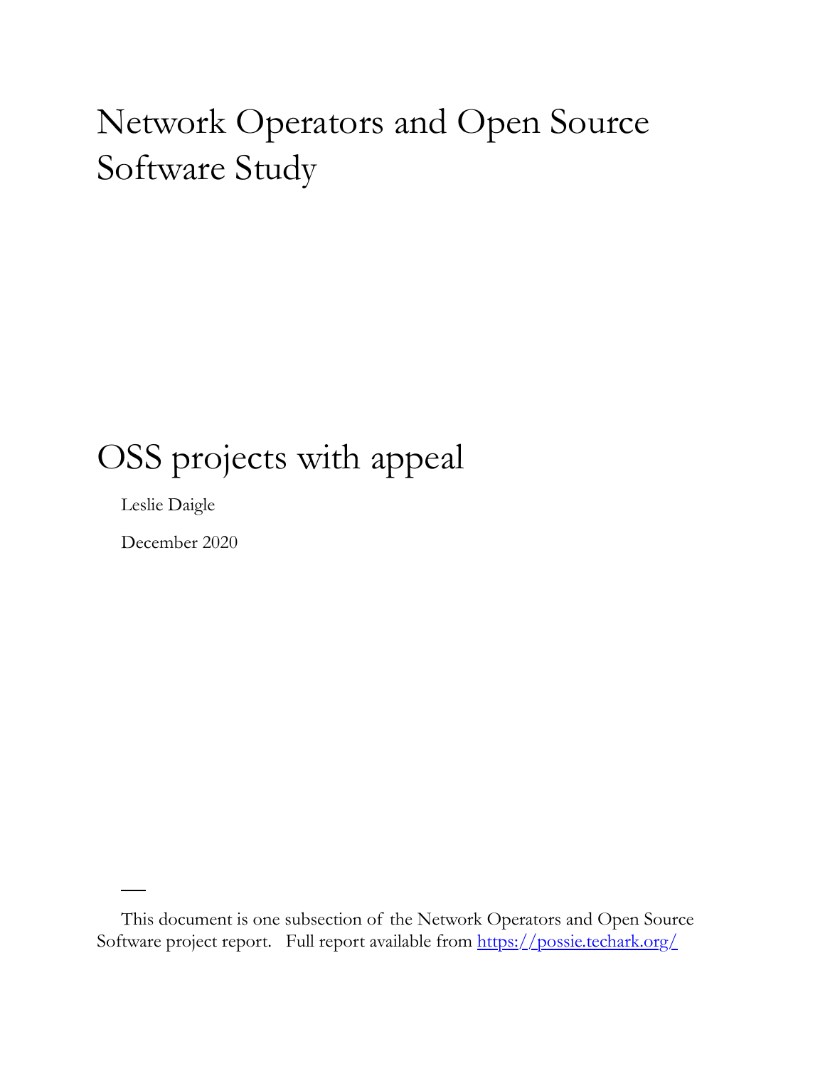# Network Operators and Open Source Software Study

## OSS projects with appeal

Leslie Daigle

December 2020

---

This document is one subsection of the Network Operators and Open Source Software project report. Full report available from https://possie.techark.org/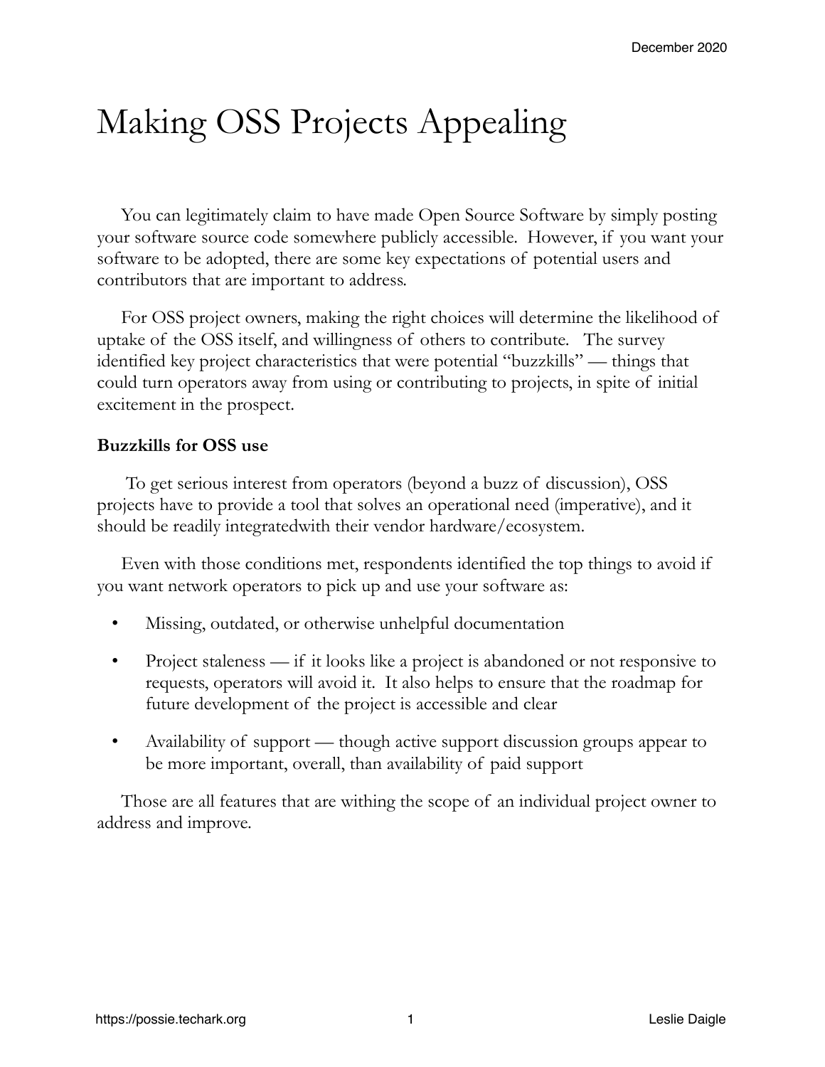# Making OSS Projects Appealing

You can legitimately claim to have made Open Source Software by simply posting your software source code somewhere publicly accessible. However, if you want your software to be adopted, there are some key expectations of potential users and contributors that are important to address.

For OSS project owners, making the right choices will determine the likelihood of uptake of the OSS itself, and willingness of others to contribute. The survey identified key project characteristics that were potential "buzzkills" — things that could turn operators away from using or contributing to projects, in spite of initial excitement in the prospect.

**Buzzkills for OSS use**

To get serious interest from operators (beyond a buzz of discussion), OSS projects have to provide a tool that solves an operational need (imperative), and it should be readily integratedwith their vendor hardware/ecosystem.

Even with those conditions met, respondents identified the top things to avoid if you want network operators to pick up and use your software as:

- Missing, outdated, or otherwise unhelpful documentation
- Project staleness — if it looks like a project is abandoned or not responsive to requests, operators will avoid it. It also helps to ensure that the roadmap for future development of the project is accessible and clear
- Availability of support — though active support discussion groups appear to be more important, overall, than availability of paid support

Those are all features that are withing the scope of an individual project owner to address and improve.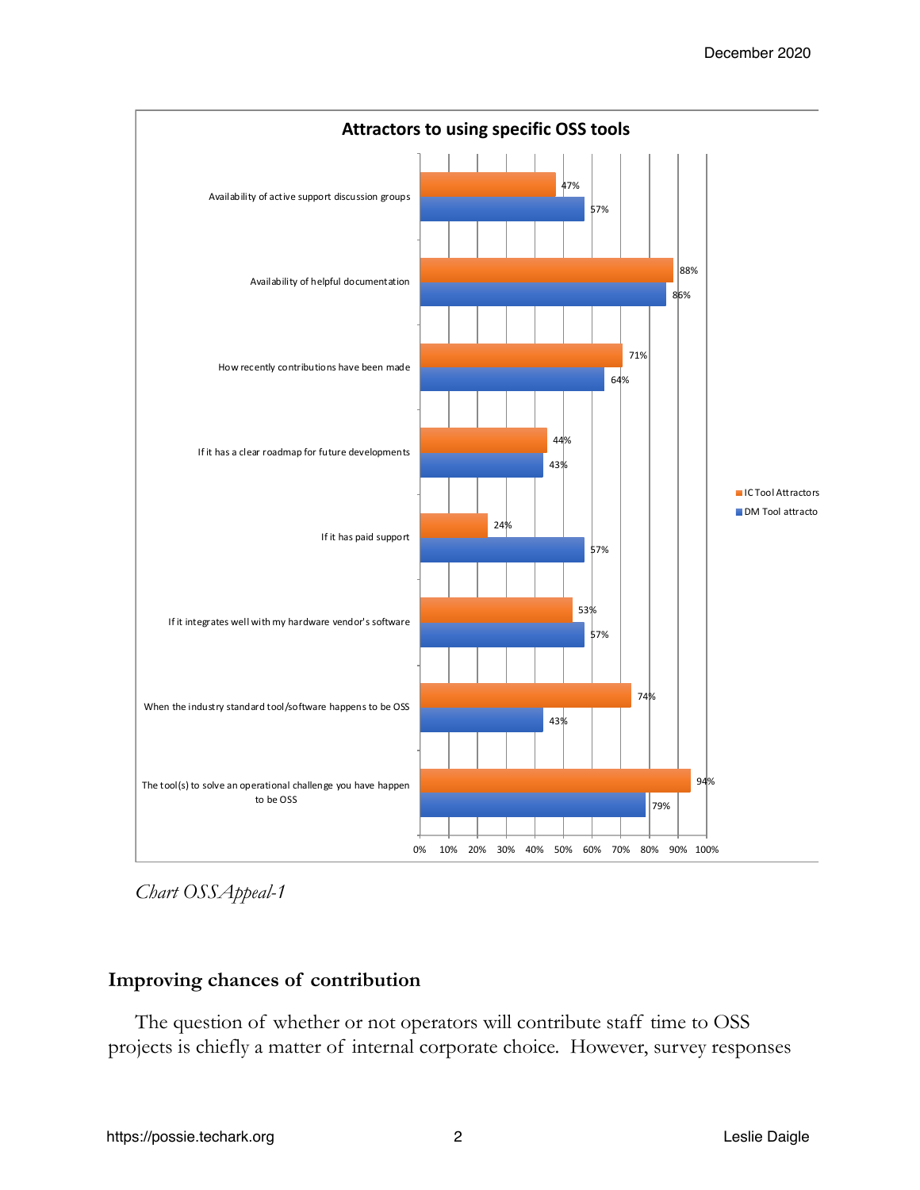**Attractors to using specific OSS tools**

| | IC Tool Attractors | DM Tool attracto |
|---|---|---|
| Availability of active support discussion groups | 47% | 57% |
| Availability of helpful documentation | 88% | 86% |
| How recently contributions have been made | 71% | 64% |
| If it has a clear roadmap for future developments | 44% | 43% |
| If it has paid support | 24% | 57% |
| If it integrates well with my hardware vendor's software | 53% | 57% |
| When the industry standard tool/software happens to be OSS | 74% | 43% |
| The tool(s) to solve an operational challenge you have happen to be OSS | 94% | 79% |

*Chart OSSAppeal-1*

## Improving chances of contribution

The question of whether or not operators will contribute staff time to OSS projects is chiefly a matter of internal corporate choice. However, survey responses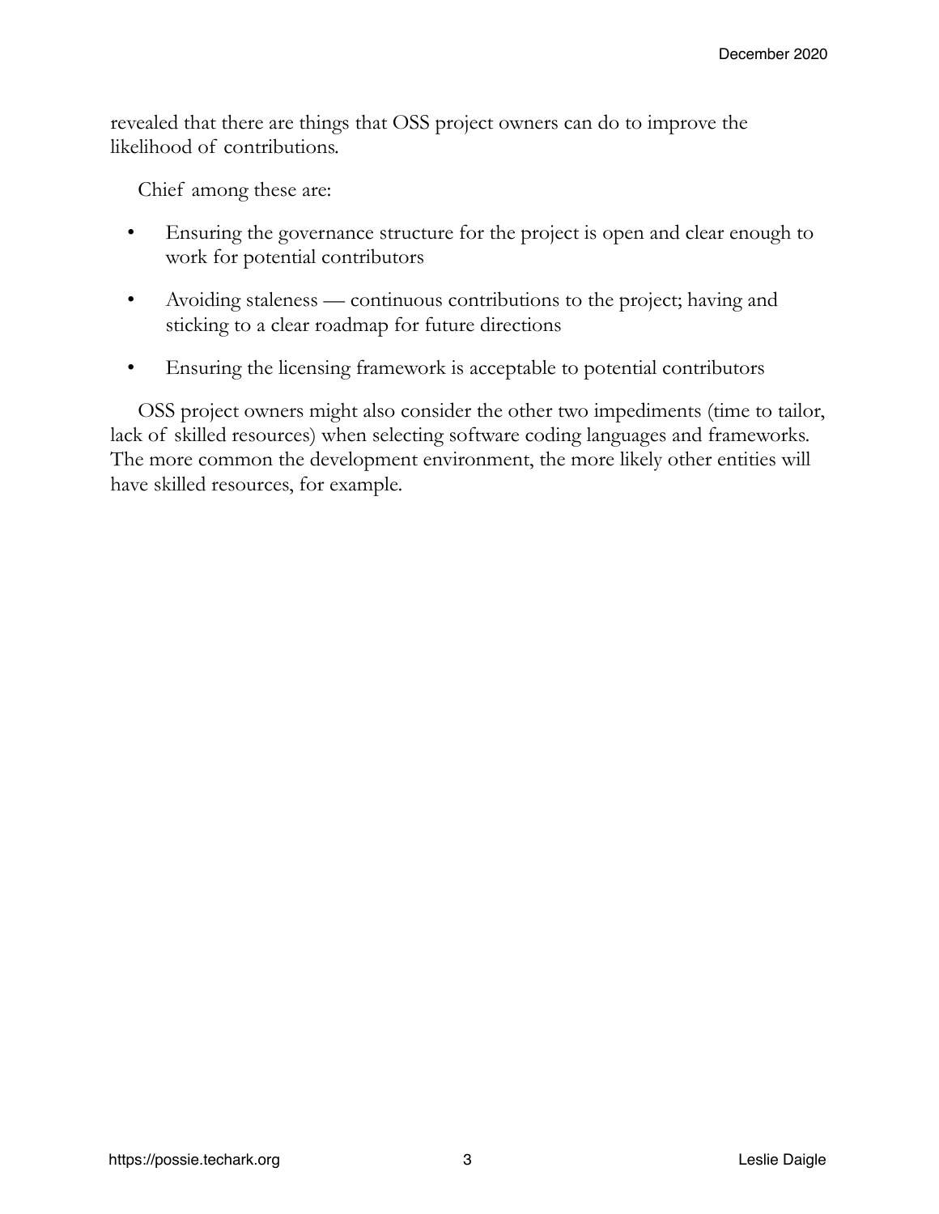revealed that there are things that OSS project owners can do to improve the likelihood of contributions.

Chief among these are:

- Ensuring the governance structure for the project is open and clear enough to work for potential contributors
- Avoiding staleness — continuous contributions to the project; having and sticking to a clear roadmap for future directions
- Ensuring the licensing framework is acceptable to potential contributors

OSS project owners might also consider the other two impediments (time to tailor, lack of skilled resources) when selecting software coding languages and frameworks. The more common the development environment, the more likely other entities will have skilled resources, for example.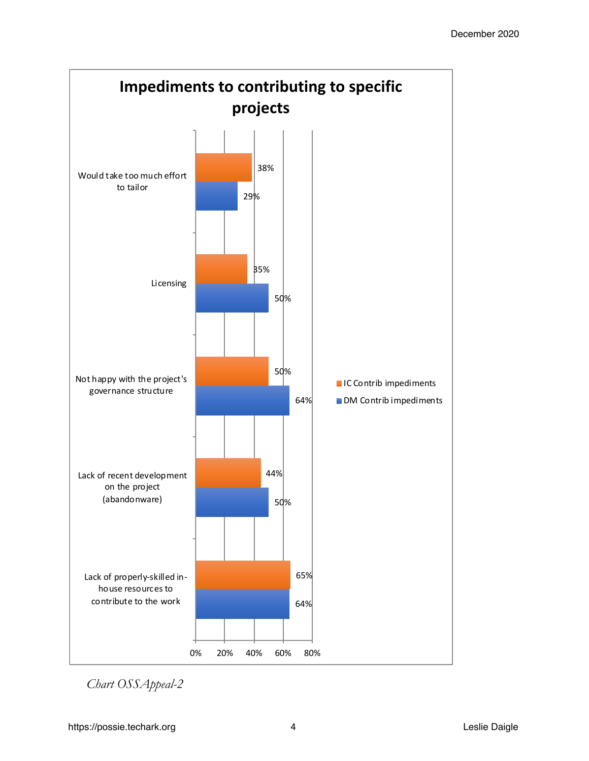## Impediments to contributing to specific projects

| Impediment | IC Contrib impediments | DM Contrib impediments |
|---|---|---|
| Would take too much effort to tailor | 38% | 29% |
| Licensing | 35% | 50% |
| Not happy with the project's governance structure | 50% | 64% |
| Lack of recent development on the project (abandonware) | 44% | 50% |
| Lack of properly-skilled in-house resources to contribute to the work | 65% | 64% |

*Chart OSSAppeal-2*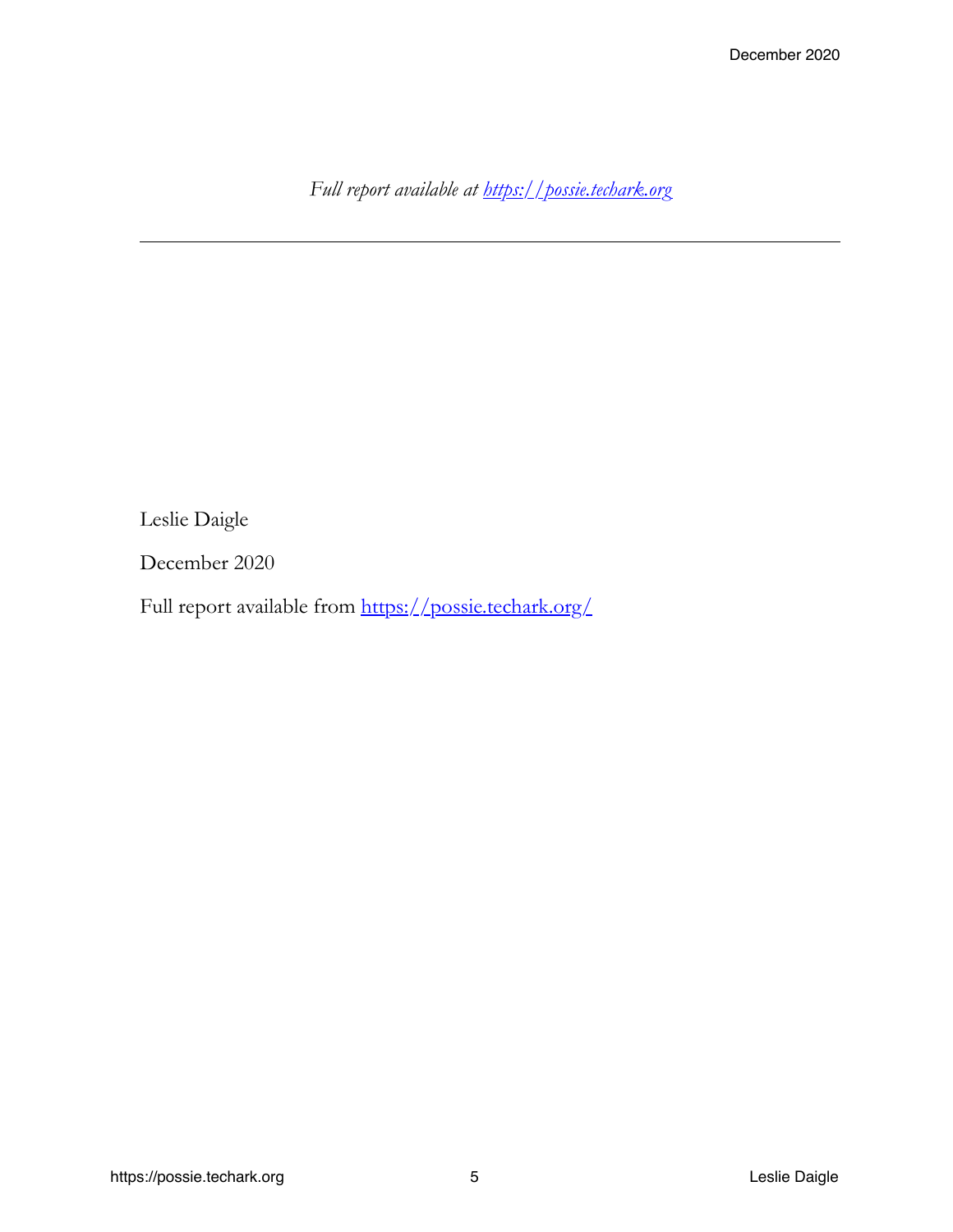*Full report available at [https://possie.techark.org](https://possie.techark.org)*

---

Leslie Daigle

December 2020

Full report available from [https://possie.techark.org/](https://possie.techark.org/)